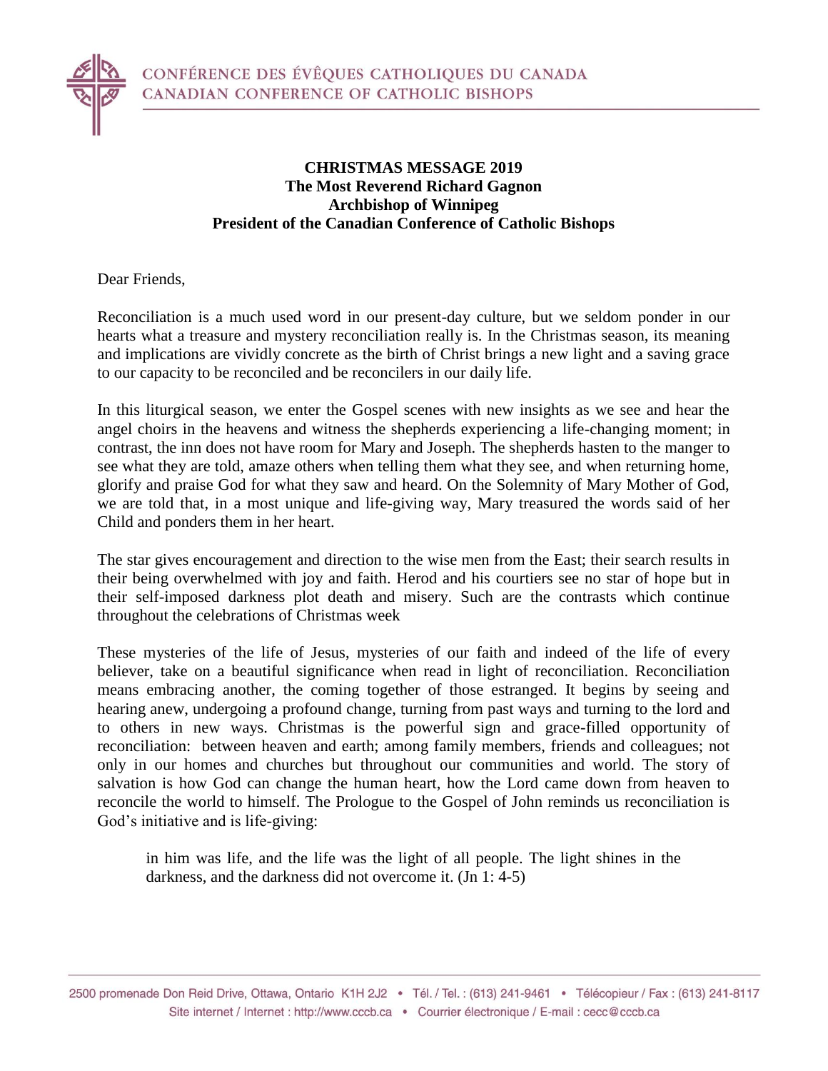CONFÉRENCE DES ÉVÊQUES CATHOLIQUES DU CANADA
CANADIAN CONFERENCE OF CATHOLIC BISHOPS

**CHRISTMAS MESSAGE 2019**
**The Most Reverend Richard Gagnon**
**Archbishop of Winnipeg**
**President of the Canadian Conference of Catholic Bishops**

Dear Friends,

Reconciliation is a much used word in our present-day culture, but we seldom ponder in our hearts what a treasure and mystery reconciliation really is. In the Christmas season, its meaning and implications are vividly concrete as the birth of Christ brings a new light and a saving grace to our capacity to be reconciled and be reconcilers in our daily life.

In this liturgical season, we enter the Gospel scenes with new insights as we see and hear the angel choirs in the heavens and witness the shepherds experiencing a life-changing moment; in contrast, the inn does not have room for Mary and Joseph. The shepherds hasten to the manger to see what they are told, amaze others when telling them what they see, and when returning home, glorify and praise God for what they saw and heard. On the Solemnity of Mary Mother of God, we are told that, in a most unique and life-giving way, Mary treasured the words said of her Child and ponders them in her heart.

The star gives encouragement and direction to the wise men from the East; their search results in their being overwhelmed with joy and faith. Herod and his courtiers see no star of hope but in their self-imposed darkness plot death and misery. Such are the contrasts which continue throughout the celebrations of Christmas week

These mysteries of the life of Jesus, mysteries of our faith and indeed of the life of every believer, take on a beautiful significance when read in light of reconciliation. Reconciliation means embracing another, the coming together of those estranged. It begins by seeing and hearing anew, undergoing a profound change, turning from past ways and turning to the lord and to others in new ways. Christmas is the powerful sign and grace-filled opportunity of reconciliation: between heaven and earth; among family members, friends and colleagues; not only in our homes and churches but throughout our communities and world. The story of salvation is how God can change the human heart, how the Lord came down from heaven to reconcile the world to himself. The Prologue to the Gospel of John reminds us reconciliation is God's initiative and is life-giving:

> in him was life, and the life was the light of all people. The light shines in the darkness, and the darkness did not overcome it. (Jn 1: 4-5)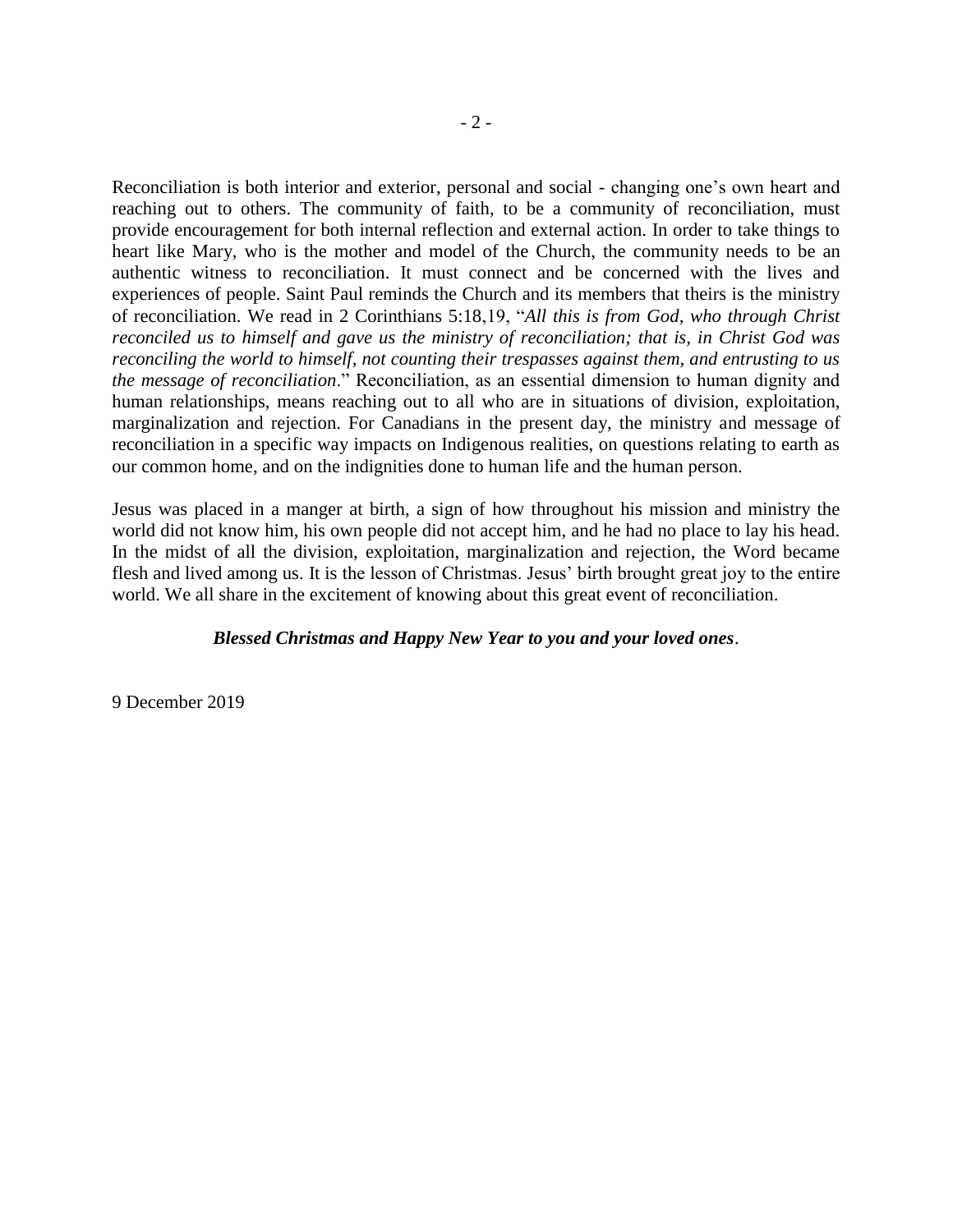Reconciliation is both interior and exterior, personal and social - changing one's own heart and reaching out to others. The community of faith, to be a community of reconciliation, must provide encouragement for both internal reflection and external action. In order to take things to heart like Mary, who is the mother and model of the Church, the community needs to be an authentic witness to reconciliation. It must connect and be concerned with the lives and experiences of people. Saint Paul reminds the Church and its members that theirs is the ministry of reconciliation. We read in 2 Corinthians 5:18,19, "*All this is from God, who through Christ reconciled us to himself and gave us the ministry of reconciliation; that is, in Christ God was reconciling the world to himself, not counting their trespasses against them, and entrusting to us the message of reconciliation*." Reconciliation, as an essential dimension to human dignity and human relationships, means reaching out to all who are in situations of division, exploitation, marginalization and rejection. For Canadians in the present day, the ministry and message of reconciliation in a specific way impacts on Indigenous realities, on questions relating to earth as our common home, and on the indignities done to human life and the human person.

Jesus was placed in a manger at birth, a sign of how throughout his mission and ministry the world did not know him, his own people did not accept him, and he had no place to lay his head. In the midst of all the division, exploitation, marginalization and rejection, the Word became flesh and lived among us. It is the lesson of Christmas. Jesus' birth brought great joy to the entire world. We all share in the excitement of knowing about this great event of reconciliation.

***Blessed Christmas and Happy New Year to you and your loved ones*.**

9 December 2019